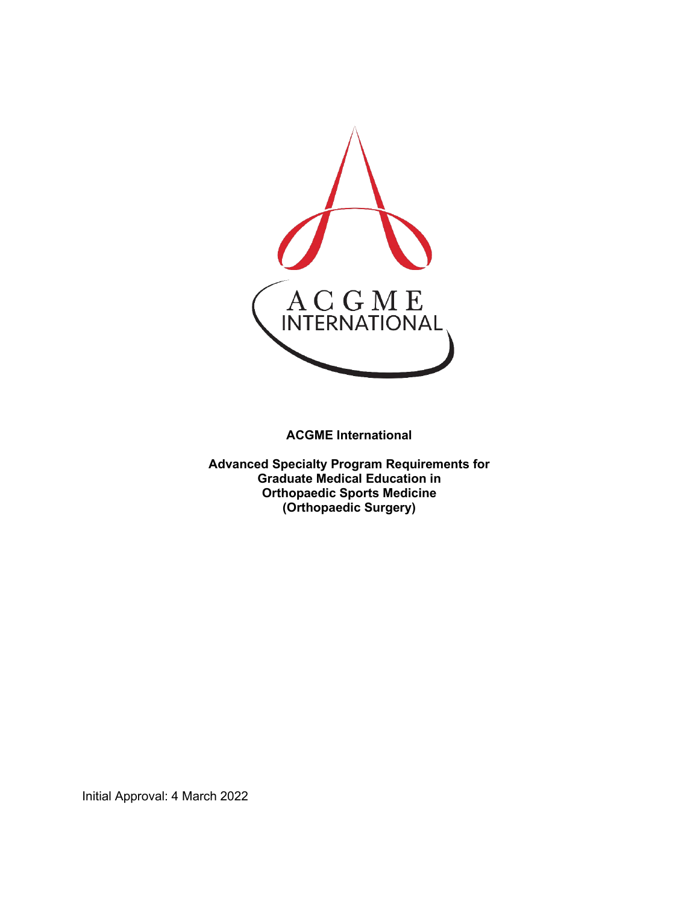**ACGME International**

**Advanced Specialty Program Requirements for Graduate Medical Education in Orthopaedic Sports Medicine (Orthopaedic Surgery)**

Initial Approval: 4 March 2022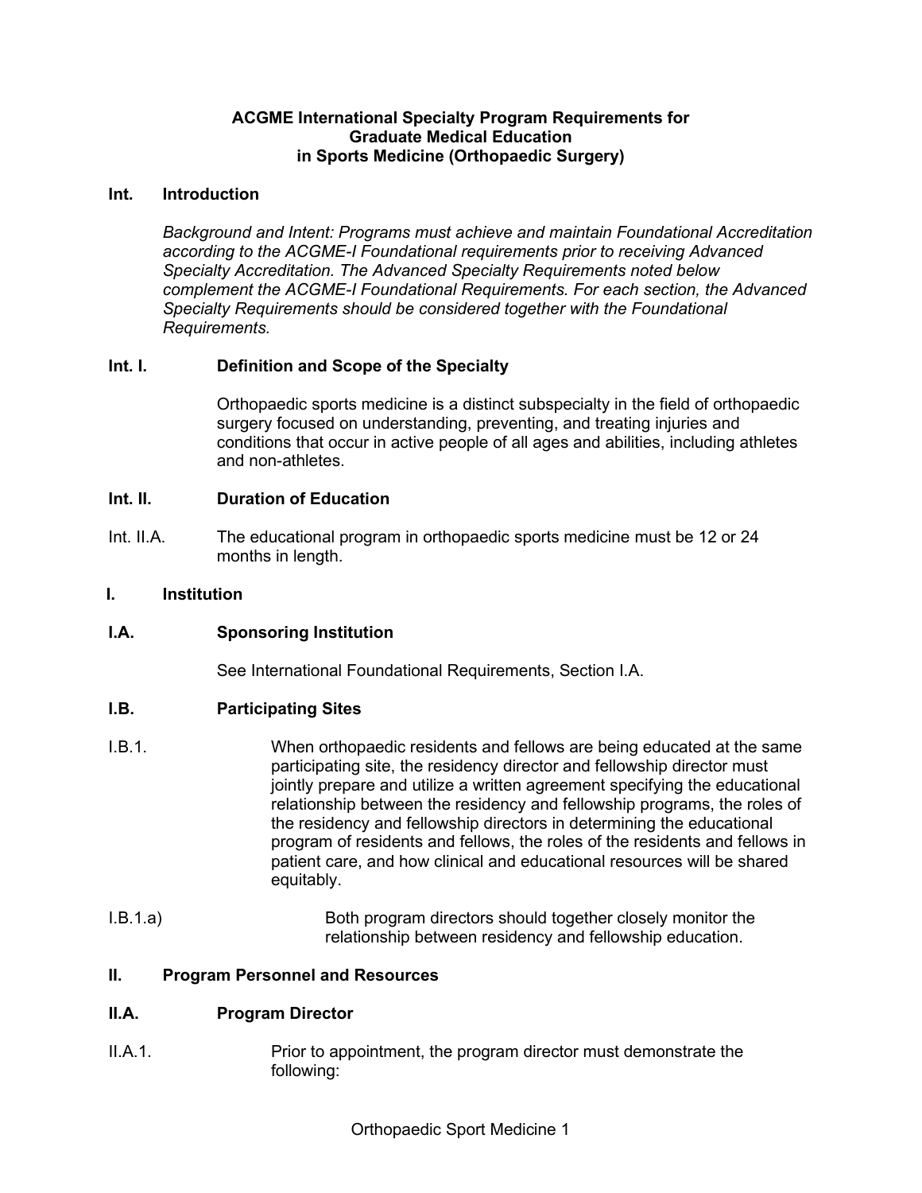**ACGME International Specialty Program Requirements for Graduate Medical Education in Sports Medicine (Orthopaedic Surgery)**

**Int. Introduction**

*Background and Intent: Programs must achieve and maintain Foundational Accreditation according to the ACGME-I Foundational requirements prior to receiving Advanced Specialty Accreditation. The Advanced Specialty Requirements noted below complement the ACGME-I Foundational Requirements. For each section, the Advanced Specialty Requirements should be considered together with the Foundational Requirements.*

**Int. I. Definition and Scope of the Specialty**

Orthopaedic sports medicine is a distinct subspecialty in the field of orthopaedic surgery focused on understanding, preventing, and treating injuries and conditions that occur in active people of all ages and abilities, including athletes and non-athletes.

**Int. II. Duration of Education**

Int. II.A. The educational program in orthopaedic sports medicine must be 12 or 24 months in length.

**I. Institution**

**I.A. Sponsoring Institution**

See International Foundational Requirements, Section I.A.

**I.B. Participating Sites**

I.B.1. When orthopaedic residents and fellows are being educated at the same participating site, the residency director and fellowship director must jointly prepare and utilize a written agreement specifying the educational relationship between the residency and fellowship programs, the roles of the residency and fellowship directors in determining the educational program of residents and fellows, the roles of the residents and fellows in patient care, and how clinical and educational resources will be shared equitably.

I.B.1.a) Both program directors should together closely monitor the relationship between residency and fellowship education.

**II. Program Personnel and Resources**

**II.A. Program Director**

II.A.1. Prior to appointment, the program director must demonstrate the following: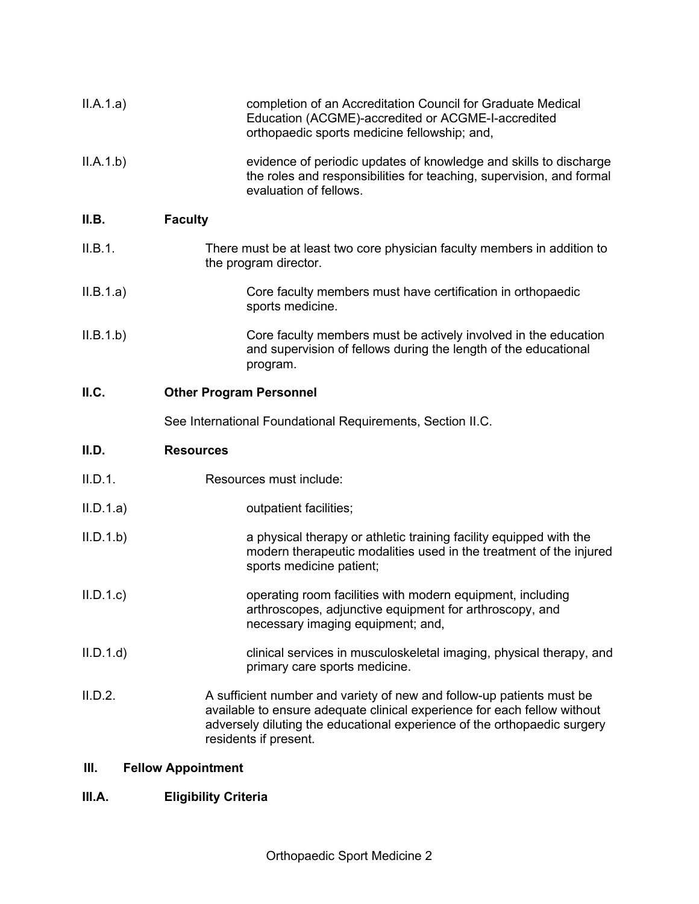II.A.1.a) completion of an Accreditation Council for Graduate Medical Education (ACGME)-accredited or ACGME-I-accredited orthopaedic sports medicine fellowship; and,

II.A.1.b) evidence of periodic updates of knowledge and skills to discharge the roles and responsibilities for teaching, supervision, and formal evaluation of fellows.

**II.B. Faculty**

II.B.1. There must be at least two core physician faculty members in addition to the program director.

II.B.1.a) Core faculty members must have certification in orthopaedic sports medicine.

II.B.1.b) Core faculty members must be actively involved in the education and supervision of fellows during the length of the educational program.

**II.C. Other Program Personnel**

See International Foundational Requirements, Section II.C.

**II.D. Resources**

II.D.1. Resources must include:

II.D.1.a) outpatient facilities;

II.D.1.b) a physical therapy or athletic training facility equipped with the modern therapeutic modalities used in the treatment of the injured sports medicine patient;

II.D.1.c) operating room facilities with modern equipment, including arthroscopes, adjunctive equipment for arthroscopy, and necessary imaging equipment; and,

II.D.1.d) clinical services in musculoskeletal imaging, physical therapy, and primary care sports medicine.

II.D.2. A sufficient number and variety of new and follow-up patients must be available to ensure adequate clinical experience for each fellow without adversely diluting the educational experience of the orthopaedic surgery residents if present.

**III. Fellow Appointment**

**III.A. Eligibility Criteria**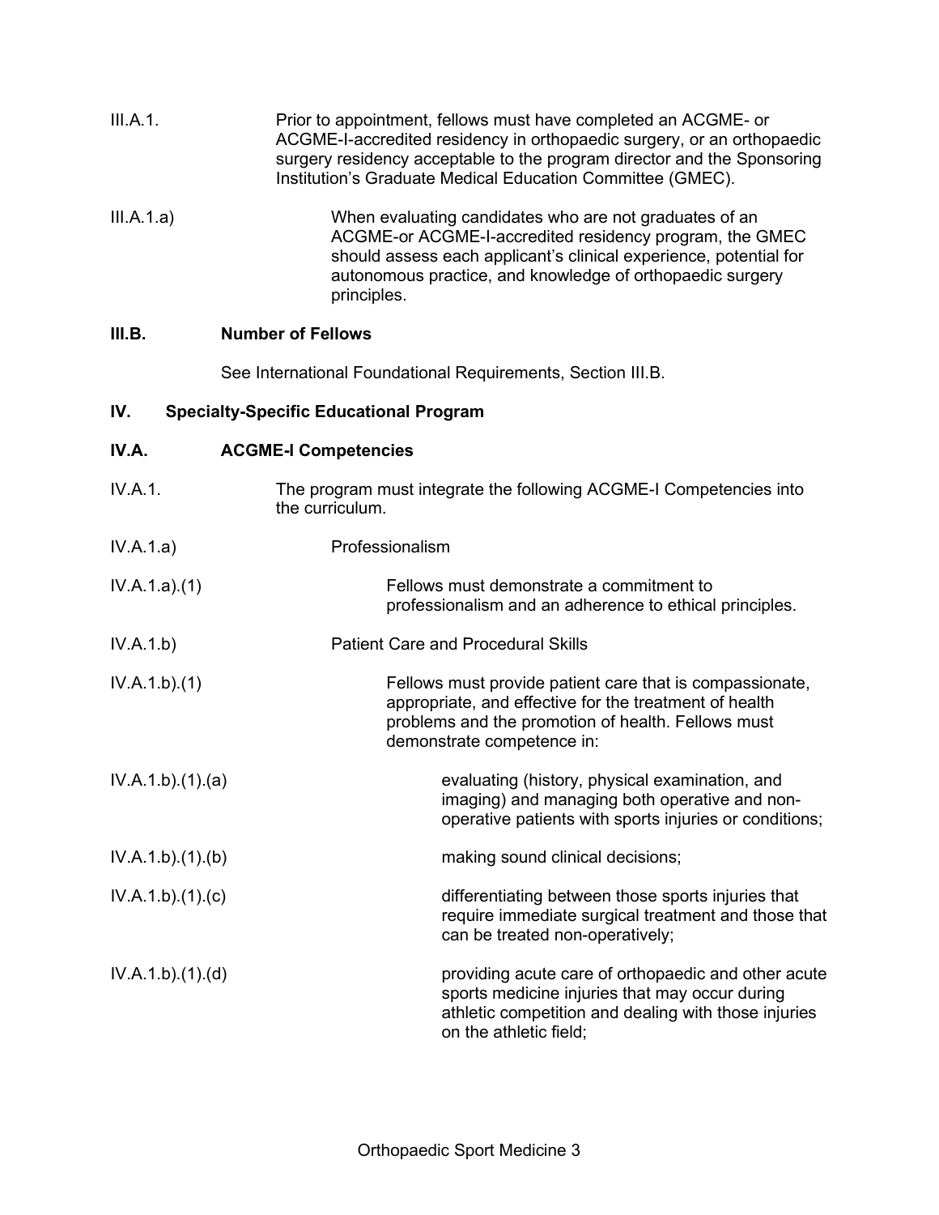III.A.1. Prior to appointment, fellows must have completed an ACGME- or ACGME-I-accredited residency in orthopaedic surgery, or an orthopaedic surgery residency acceptable to the program director and the Sponsoring Institution's Graduate Medical Education Committee (GMEC).

III.A.1.a) When evaluating candidates who are not graduates of an ACGME-or ACGME-I-accredited residency program, the GMEC should assess each applicant's clinical experience, potential for autonomous practice, and knowledge of orthopaedic surgery principles.

**III.B. Number of Fellows**

See International Foundational Requirements, Section III.B.

## IV. Specialty-Specific Educational Program

**IV.A. ACGME-I Competencies**

IV.A.1. The program must integrate the following ACGME-I Competencies into the curriculum.

IV.A.1.a) Professionalism

IV.A.1.a).(1) Fellows must demonstrate a commitment to professionalism and an adherence to ethical principles.

IV.A.1.b) Patient Care and Procedural Skills

IV.A.1.b).(1) Fellows must provide patient care that is compassionate, appropriate, and effective for the treatment of health problems and the promotion of health. Fellows must demonstrate competence in:

IV.A.1.b).(1).(a) evaluating (history, physical examination, and imaging) and managing both operative and non-operative patients with sports injuries or conditions;

IV.A.1.b).(1).(b) making sound clinical decisions;

IV.A.1.b).(1).(c) differentiating between those sports injuries that require immediate surgical treatment and those that can be treated non-operatively;

IV.A.1.b).(1).(d) providing acute care of orthopaedic and other acute sports medicine injuries that may occur during athletic competition and dealing with those injuries on the athletic field;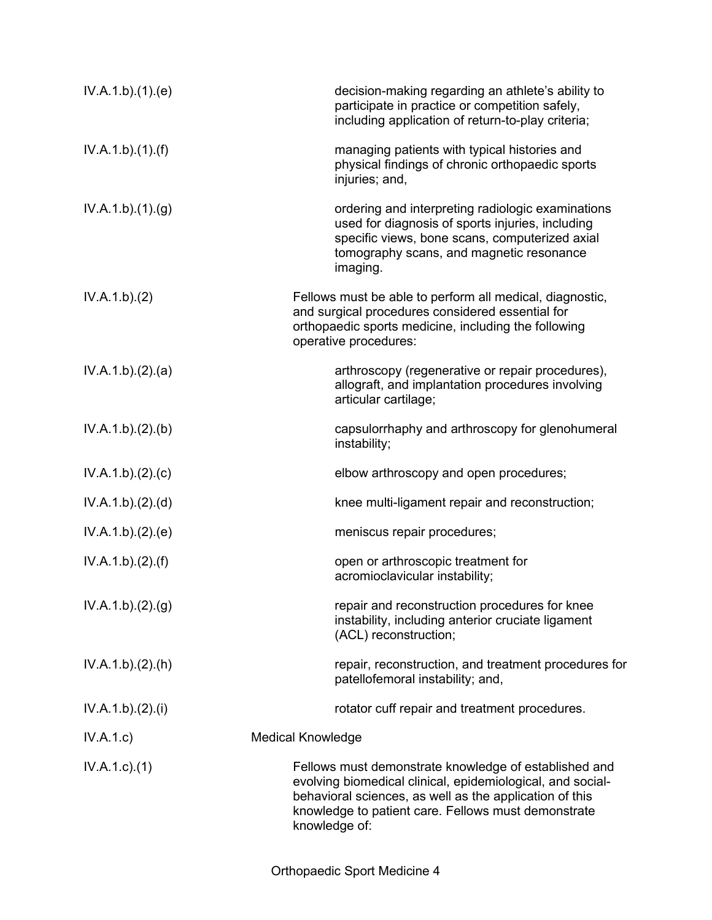IV.A.1.b).(1).(e) decision-making regarding an athlete's ability to participate in practice or competition safely, including application of return-to-play criteria;

IV.A.1.b).(1).(f) managing patients with typical histories and physical findings of chronic orthopaedic sports injuries; and,

IV.A.1.b).(1).(g) ordering and interpreting radiologic examinations used for diagnosis of sports injuries, including specific views, bone scans, computerized axial tomography scans, and magnetic resonance imaging.

IV.A.1.b).(2) Fellows must be able to perform all medical, diagnostic, and surgical procedures considered essential for orthopaedic sports medicine, including the following operative procedures:

IV.A.1.b).(2).(a) arthroscopy (regenerative or repair procedures), allograft, and implantation procedures involving articular cartilage;

IV.A.1.b).(2).(b) capsulorrhaphy and arthroscopy for glenohumeral instability;

IV.A.1.b).(2).(c) elbow arthroscopy and open procedures;

IV.A.1.b).(2).(d) knee multi-ligament repair and reconstruction;

IV.A.1.b).(2).(e) meniscus repair procedures;

IV.A.1.b).(2).(f) open or arthroscopic treatment for acromioclavicular instability;

IV.A.1.b).(2).(g) repair and reconstruction procedures for knee instability, including anterior cruciate ligament (ACL) reconstruction;

IV.A.1.b).(2).(h) repair, reconstruction, and treatment procedures for patellofemoral instability; and,

IV.A.1.b).(2).(i) rotator cuff repair and treatment procedures.

IV.A.1.c) Medical Knowledge

IV.A.1.c).(1) Fellows must demonstrate knowledge of established and evolving biomedical clinical, epidemiological, and social-behavioral sciences, as well as the application of this knowledge to patient care. Fellows must demonstrate knowledge of: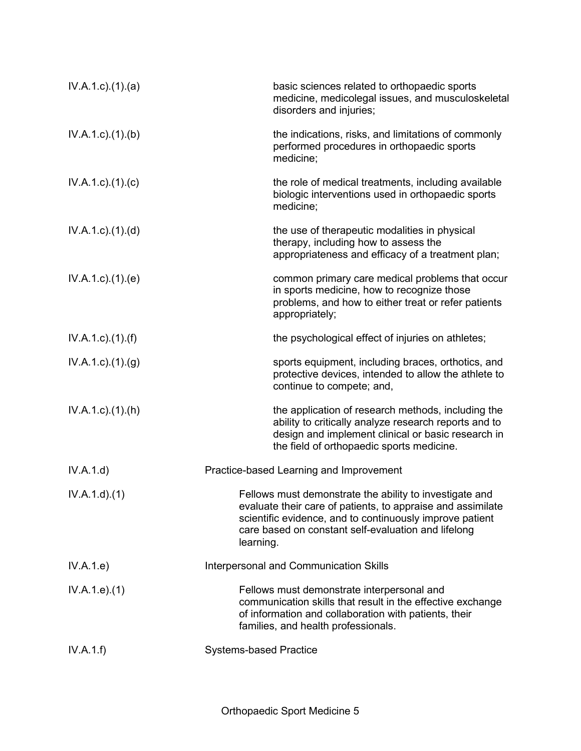| | |
|---|---|
| IV.A.1.c).(1).(a) | basic sciences related to orthopaedic sports medicine, medicolegal issues, and musculoskeletal disorders and injuries; |
| IV.A.1.c).(1).(b) | the indications, risks, and limitations of commonly performed procedures in orthopaedic sports medicine; |
| IV.A.1.c).(1).(c) | the role of medical treatments, including available biologic interventions used in orthopaedic sports medicine; |
| IV.A.1.c).(1).(d) | the use of therapeutic modalities in physical therapy, including how to assess the appropriateness and efficacy of a treatment plan; |
| IV.A.1.c).(1).(e) | common primary care medical problems that occur in sports medicine, how to recognize those problems, and how to either treat or refer patients appropriately; |
| IV.A.1.c).(1).(f) | the psychological effect of injuries on athletes; |
| IV.A.1.c).(1).(g) | sports equipment, including braces, orthotics, and protective devices, intended to allow the athlete to continue to compete; and, |
| IV.A.1.c).(1).(h) | the application of research methods, including the ability to critically analyze research reports and to design and implement clinical or basic research in the field of orthopaedic sports medicine. |
| IV.A.1.d) | Practice-based Learning and Improvement |
| IV.A.1.d).(1) | Fellows must demonstrate the ability to investigate and evaluate their care of patients, to appraise and assimilate scientific evidence, and to continuously improve patient care based on constant self-evaluation and lifelong learning. |
| IV.A.1.e) | Interpersonal and Communication Skills |
| IV.A.1.e).(1) | Fellows must demonstrate interpersonal and communication skills that result in the effective exchange of information and collaboration with patients, their families, and health professionals. |
| IV.A.1.f) | Systems-based Practice |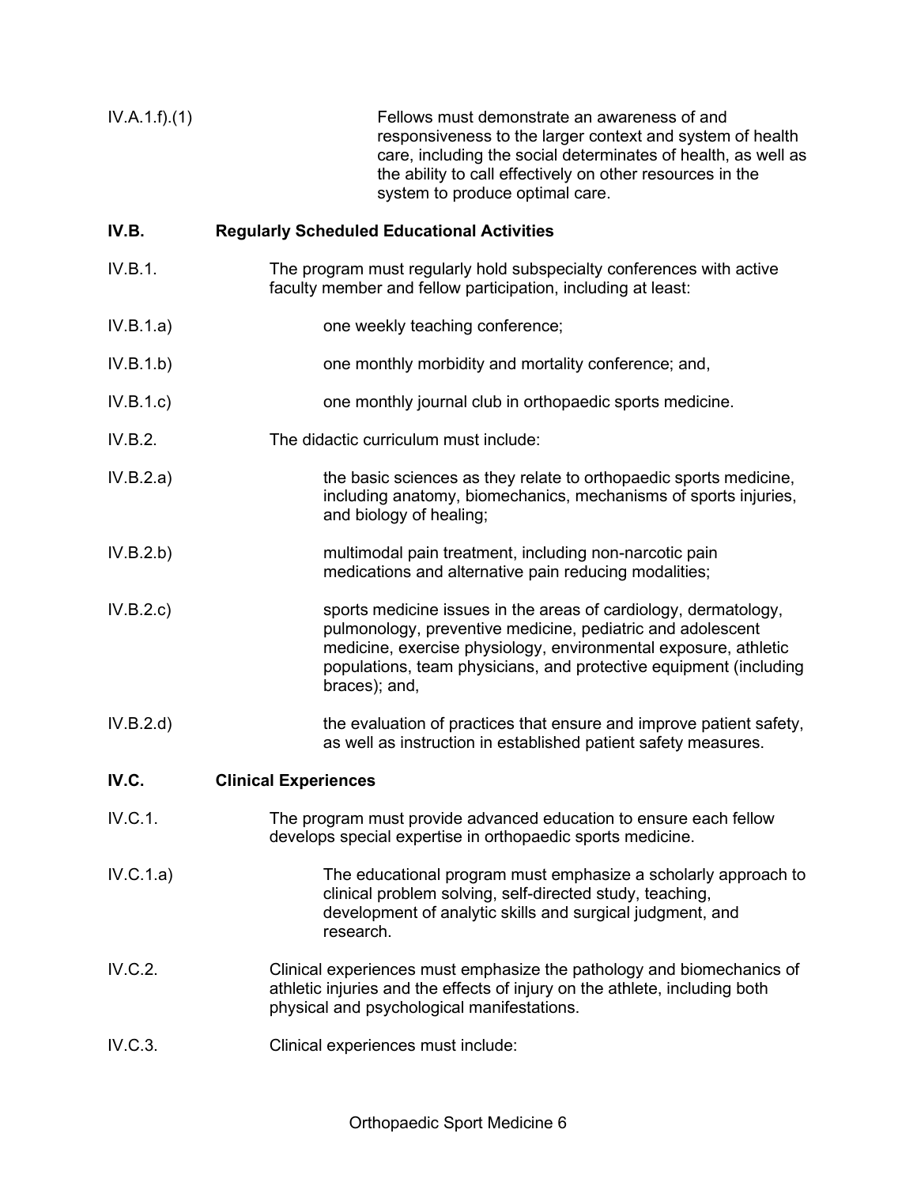IV.A.1.f).(1) Fellows must demonstrate an awareness of and responsiveness to the larger context and system of health care, including the social determinates of health, as well as the ability to call effectively on other resources in the system to produce optimal care.

**IV.B. Regularly Scheduled Educational Activities**

IV.B.1. The program must regularly hold subspecialty conferences with active faculty member and fellow participation, including at least:

IV.B.1.a) one weekly teaching conference;

IV.B.1.b) one monthly morbidity and mortality conference; and,

IV.B.1.c) one monthly journal club in orthopaedic sports medicine.

IV.B.2. The didactic curriculum must include:

IV.B.2.a) the basic sciences as they relate to orthopaedic sports medicine, including anatomy, biomechanics, mechanisms of sports injuries, and biology of healing;

IV.B.2.b) multimodal pain treatment, including non-narcotic pain medications and alternative pain reducing modalities;

IV.B.2.c) sports medicine issues in the areas of cardiology, dermatology, pulmonology, preventive medicine, pediatric and adolescent medicine, exercise physiology, environmental exposure, athletic populations, team physicians, and protective equipment (including braces); and,

IV.B.2.d) the evaluation of practices that ensure and improve patient safety, as well as instruction in established patient safety measures.

**IV.C. Clinical Experiences**

IV.C.1. The program must provide advanced education to ensure each fellow develops special expertise in orthopaedic sports medicine.

IV.C.1.a) The educational program must emphasize a scholarly approach to clinical problem solving, self-directed study, teaching, development of analytic skills and surgical judgment, and research.

IV.C.2. Clinical experiences must emphasize the pathology and biomechanics of athletic injuries and the effects of injury on the athlete, including both physical and psychological manifestations.

IV.C.3. Clinical experiences must include: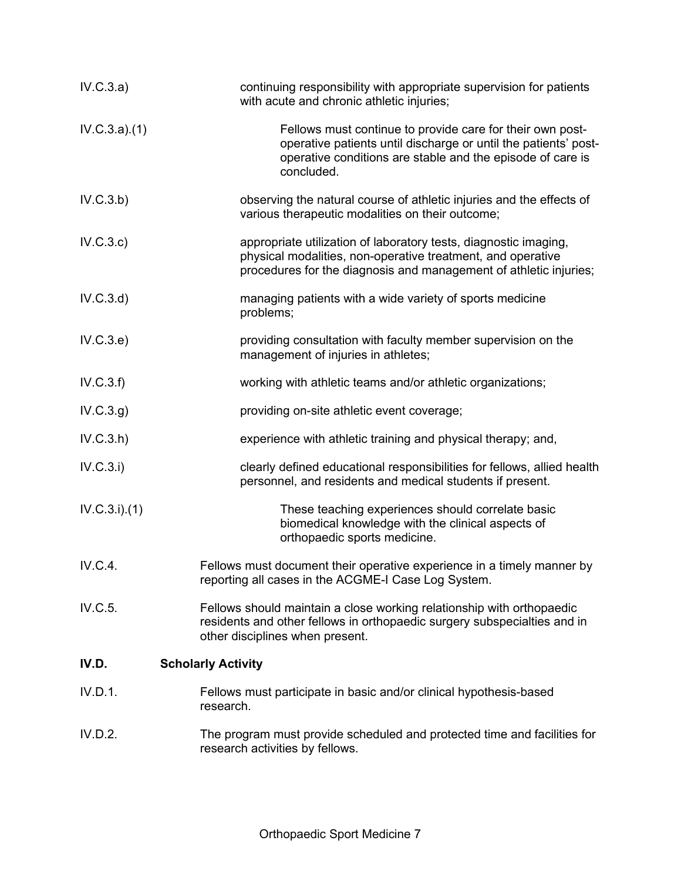IV.C.3.a) continuing responsibility with appropriate supervision for patients with acute and chronic athletic injuries;

IV.C.3.a).(1) Fellows must continue to provide care for their own post-operative patients until discharge or until the patients' post-operative conditions are stable and the episode of care is concluded.

IV.C.3.b) observing the natural course of athletic injuries and the effects of various therapeutic modalities on their outcome;

IV.C.3.c) appropriate utilization of laboratory tests, diagnostic imaging, physical modalities, non-operative treatment, and operative procedures for the diagnosis and management of athletic injuries;

IV.C.3.d) managing patients with a wide variety of sports medicine problems;

IV.C.3.e) providing consultation with faculty member supervision on the management of injuries in athletes;

IV.C.3.f) working with athletic teams and/or athletic organizations;

IV.C.3.g) providing on-site athletic event coverage;

IV.C.3.h) experience with athletic training and physical therapy; and,

IV.C.3.i) clearly defined educational responsibilities for fellows, allied health personnel, and residents and medical students if present.

IV.C.3.i).(1) These teaching experiences should correlate basic biomedical knowledge with the clinical aspects of orthopaedic sports medicine.

IV.C.4. Fellows must document their operative experience in a timely manner by reporting all cases in the ACGME-I Case Log System.

IV.C.5. Fellows should maintain a close working relationship with orthopaedic residents and other fellows in orthopaedic surgery subspecialties and in other disciplines when present.

## IV.D. Scholarly Activity

IV.D.1. Fellows must participate in basic and/or clinical hypothesis-based research.

IV.D.2. The program must provide scheduled and protected time and facilities for research activities by fellows.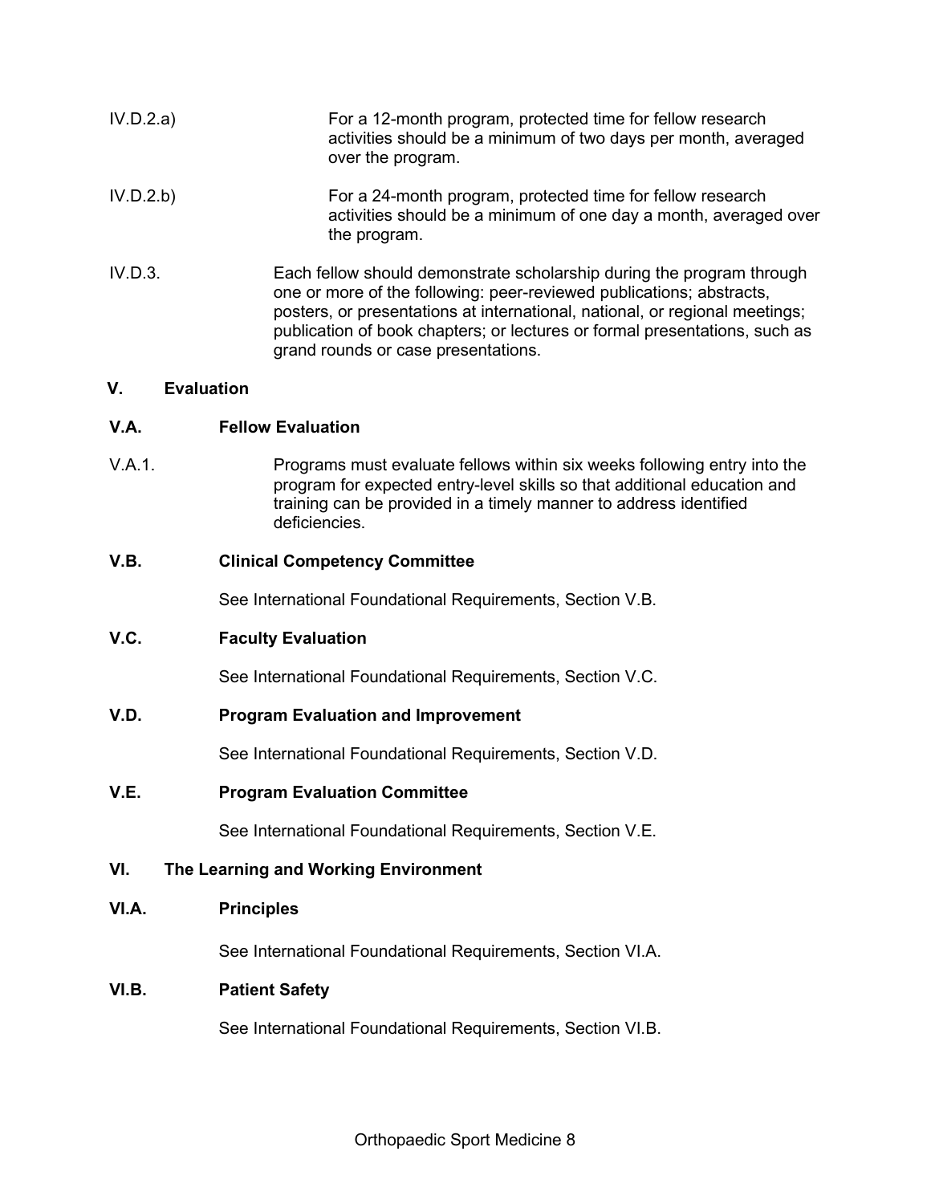IV.D.2.a) For a 12-month program, protected time for fellow research activities should be a minimum of two days per month, averaged over the program.

IV.D.2.b) For a 24-month program, protected time for fellow research activities should be a minimum of one day a month, averaged over the program.

IV.D.3. Each fellow should demonstrate scholarship during the program through one or more of the following: peer-reviewed publications; abstracts, posters, or presentations at international, national, or regional meetings; publication of book chapters; or lectures or formal presentations, such as grand rounds or case presentations.

## V. Evaluation

### V.A. Fellow Evaluation

V.A.1. Programs must evaluate fellows within six weeks following entry into the program for expected entry-level skills so that additional education and training can be provided in a timely manner to address identified deficiencies.

### V.B. Clinical Competency Committee

See International Foundational Requirements, Section V.B.

### V.C. Faculty Evaluation

See International Foundational Requirements, Section V.C.

### V.D. Program Evaluation and Improvement

See International Foundational Requirements, Section V.D.

### V.E. Program Evaluation Committee

See International Foundational Requirements, Section V.E.

## VI. The Learning and Working Environment

### VI.A. Principles

See International Foundational Requirements, Section VI.A.

### VI.B. Patient Safety

See International Foundational Requirements, Section VI.B.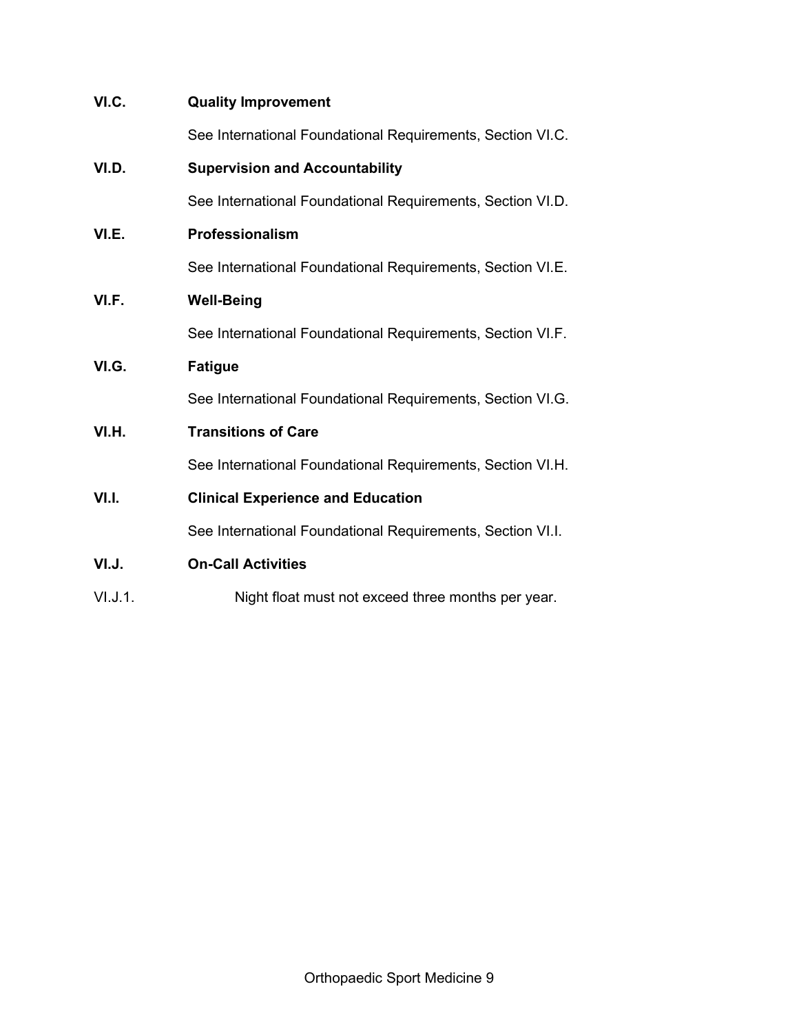**VI.C. Quality Improvement**

See International Foundational Requirements, Section VI.C.

**VI.D. Supervision and Accountability**

See International Foundational Requirements, Section VI.D.

**VI.E. Professionalism**

See International Foundational Requirements, Section VI.E.

**VI.F. Well-Being**

See International Foundational Requirements, Section VI.F.

**VI.G. Fatigue**

See International Foundational Requirements, Section VI.G.

**VI.H. Transitions of Care**

See International Foundational Requirements, Section VI.H.

**VI.I. Clinical Experience and Education**

See International Foundational Requirements, Section VI.I.

**VI.J. On-Call Activities**

VI.J.1. Night float must not exceed three months per year.